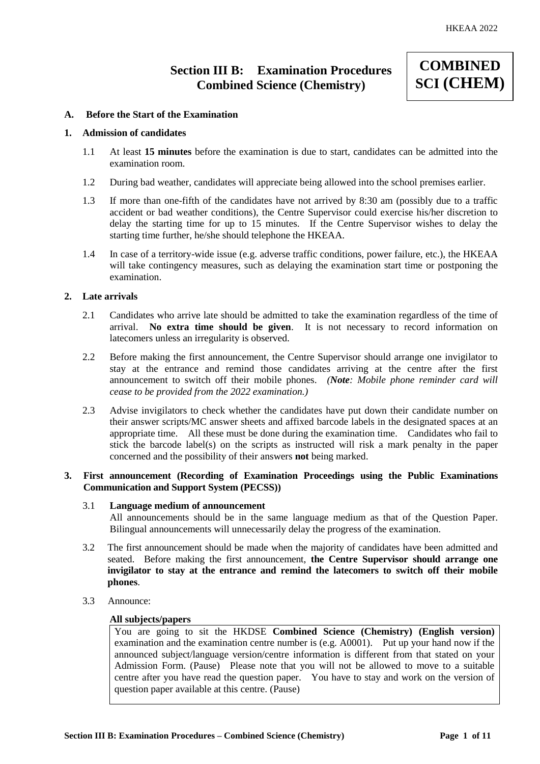**COMBINED SCI (CHEM)**

# Section III B: Examination Procedures Combined Science (Chemistry)

## A. Before the Start of the Examination

### 1. Admission of candidates

1.1 At least **15 minutes** before the examination is due to start, candidates can be admitted into the examination room.

1.2 During bad weather, candidates will appreciate being allowed into the school premises earlier.

1.3 If more than one-fifth of the candidates have not arrived by 8:30 am (possibly due to a traffic accident or bad weather conditions), the Centre Supervisor could exercise his/her discretion to delay the starting time for up to 15 minutes. If the Centre Supervisor wishes to delay the starting time further, he/she should telephone the HKEAA.

1.4 In case of a territory-wide issue (e.g. adverse traffic conditions, power failure, etc.), the HKEAA will take contingency measures, such as delaying the examination start time or postponing the examination.

### 2. Late arrivals

2.1 Candidates who arrive late should be admitted to take the examination regardless of the time of arrival. **No extra time should be given**. It is not necessary to record information on latecomers unless an irregularity is observed.

2.2 Before making the first announcement, the Centre Supervisor should arrange one invigilator to stay at the entrance and remind those candidates arriving at the centre after the first announcement to switch off their mobile phones. *(**Note**: Mobile phone reminder card will cease to be provided from the 2022 examination.)*

2.3 Advise invigilators to check whether the candidates have put down their candidate number on their answer scripts/MC answer sheets and affixed barcode labels in the designated spaces at an appropriate time. All these must be done during the examination time. Candidates who fail to stick the barcode label(s) on the scripts as instructed will risk a mark penalty in the paper concerned and the possibility of their answers **not** being marked.

### 3. First announcement (Recording of Examination Proceedings using the Public Examinations Communication and Support System (PECSS))

3.1 **Language medium of announcement**
All announcements should be in the same language medium as that of the Question Paper. Bilingual announcements will unnecessarily delay the progress of the examination.

3.2 The first announcement should be made when the majority of candidates have been admitted and seated. Before making the first announcement, **the Centre Supervisor should arrange one invigilator to stay at the entrance and remind the latecomers to switch off their mobile phones**.

3.3 Announce:

**All subjects/papers**

> You are going to sit the HKDSE **Combined Science (Chemistry) (English version)** examination and the examination centre number is (e.g. A0001). Put up your hand now if the announced subject/language version/centre information is different from that stated on your Admission Form. (Pause) Please note that you will not be allowed to move to a suitable centre after you have read the question paper. You have to stay and work on the version of question paper available at this centre. (Pause)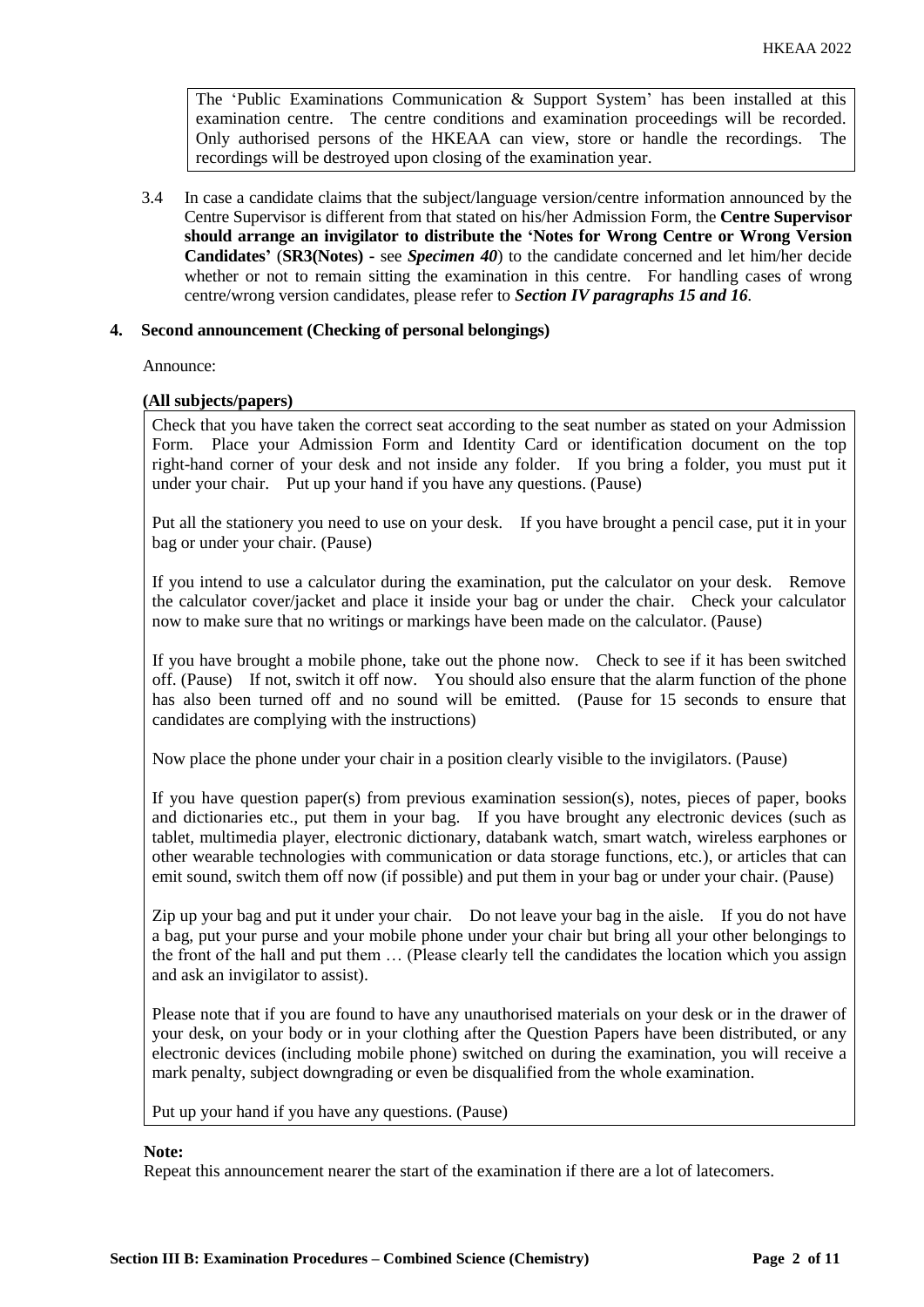> The 'Public Examinations Communication & Support System' has been installed at this examination centre. The centre conditions and examination proceedings will be recorded. Only authorised persons of the HKEAA can view, store or handle the recordings. The recordings will be destroyed upon closing of the examination year.

3.4 In case a candidate claims that the subject/language version/centre information announced by the Centre Supervisor is different from that stated on his/her Admission Form, the **Centre Supervisor should arrange an invigilator to distribute the 'Notes for Wrong Centre or Wrong Version Candidates'** (**SR3(Notes)** - see ***Specimen 40***) to the candidate concerned and let him/her decide whether or not to remain sitting the examination in this centre. For handling cases of wrong centre/wrong version candidates, please refer to ***Section IV paragraphs 15 and 16***.

## 4. Second announcement (Checking of personal belongings)

Announce:

**(All subjects/papers)**

> Check that you have taken the correct seat according to the seat number as stated on your Admission Form. Place your Admission Form and Identity Card or identification document on the top right-hand corner of your desk and not inside any folder. If you bring a folder, you must put it under your chair. Put up your hand if you have any questions. (Pause)
>
> Put all the stationery you need to use on your desk. If you have brought a pencil case, put it in your bag or under your chair. (Pause)
>
> If you intend to use a calculator during the examination, put the calculator on your desk. Remove the calculator cover/jacket and place it inside your bag or under the chair. Check your calculator now to make sure that no writings or markings have been made on the calculator. (Pause)
>
> If you have brought a mobile phone, take out the phone now. Check to see if it has been switched off. (Pause) If not, switch it off now. You should also ensure that the alarm function of the phone has also been turned off and no sound will be emitted. (Pause for 15 seconds to ensure that candidates are complying with the instructions)
>
> Now place the phone under your chair in a position clearly visible to the invigilators. (Pause)
>
> If you have question paper(s) from previous examination session(s), notes, pieces of paper, books and dictionaries etc., put them in your bag. If you have brought any electronic devices (such as tablet, multimedia player, electronic dictionary, databank watch, smart watch, wireless earphones or other wearable technologies with communication or data storage functions, etc.), or articles that can emit sound, switch them off now (if possible) and put them in your bag or under your chair. (Pause)
>
> Zip up your bag and put it under your chair. Do not leave your bag in the aisle. If you do not have a bag, put your purse and your mobile phone under your chair but bring all your other belongings to the front of the hall and put them … (Please clearly tell the candidates the location which you assign and ask an invigilator to assist).
>
> Please note that if you are found to have any unauthorised materials on your desk or in the drawer of your desk, on your body or in your clothing after the Question Papers have been distributed, or any electronic devices (including mobile phone) switched on during the examination, you will receive a mark penalty, subject downgrading or even be disqualified from the whole examination.
>
> Put up your hand if you have any questions. (Pause)

**Note:**

Repeat this announcement nearer the start of the examination if there are a lot of latecomers.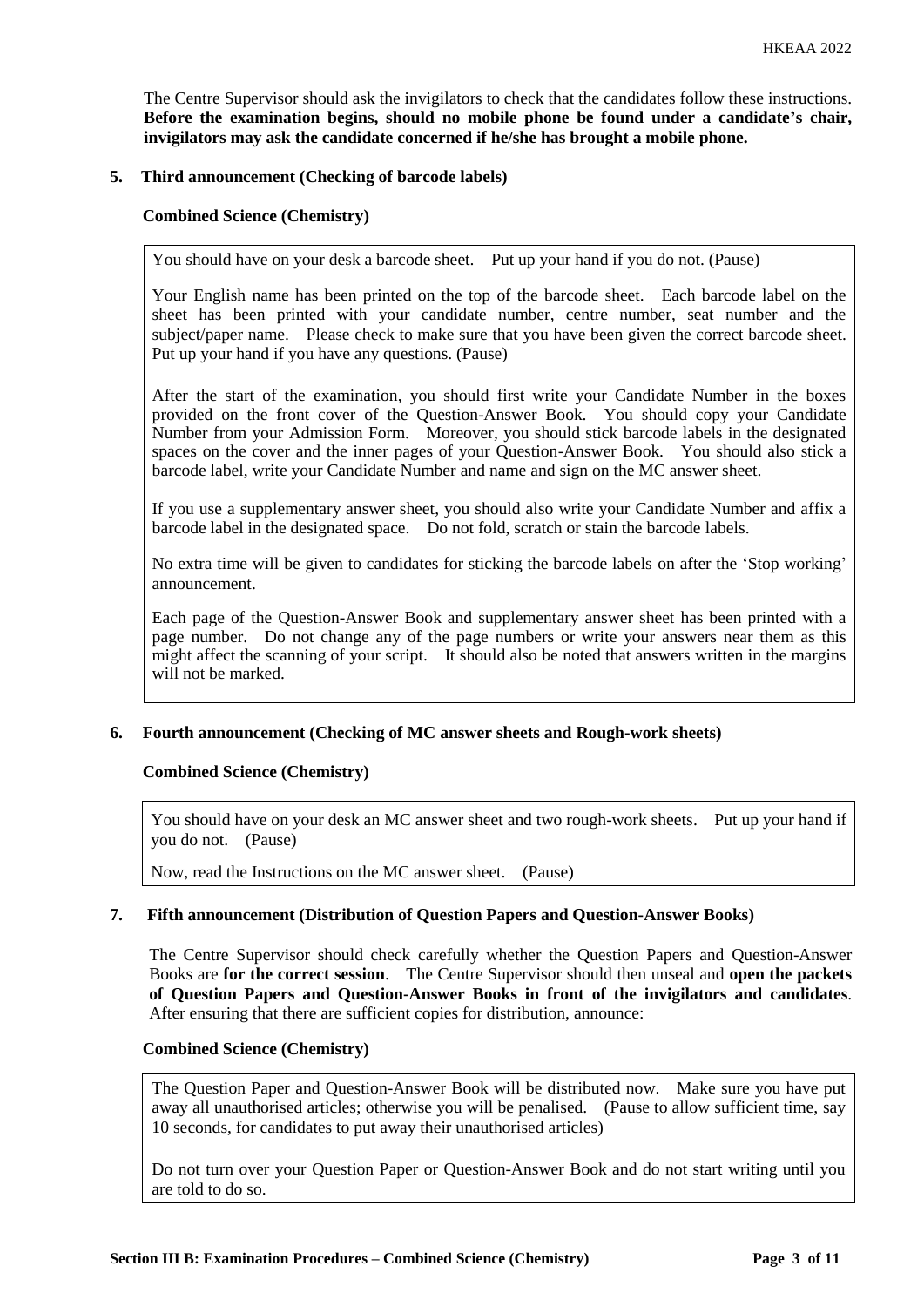The Centre Supervisor should ask the invigilators to check that the candidates follow these instructions. **Before the examination begins, should no mobile phone be found under a candidate's chair, invigilators may ask the candidate concerned if he/she has brought a mobile phone.**

## 5. Third announcement (Checking of barcode labels)

**Combined Science (Chemistry)**

> You should have on your desk a barcode sheet. Put up your hand if you do not. (Pause)
>
> Your English name has been printed on the top of the barcode sheet. Each barcode label on the sheet has been printed with your candidate number, centre number, seat number and the subject/paper name. Please check to make sure that you have been given the correct barcode sheet. Put up your hand if you have any questions. (Pause)
>
> After the start of the examination, you should first write your Candidate Number in the boxes provided on the front cover of the Question-Answer Book. You should copy your Candidate Number from your Admission Form. Moreover, you should stick barcode labels in the designated spaces on the cover and the inner pages of your Question-Answer Book. You should also stick a barcode label, write your Candidate Number and name and sign on the MC answer sheet.
>
> If you use a supplementary answer sheet, you should also write your Candidate Number and affix a barcode label in the designated space. Do not fold, scratch or stain the barcode labels.
>
> No extra time will be given to candidates for sticking the barcode labels on after the 'Stop working' announcement.
>
> Each page of the Question-Answer Book and supplementary answer sheet has been printed with a page number. Do not change any of the page numbers or write your answers near them as this might affect the scanning of your script. It should also be noted that answers written in the margins will not be marked.

## 6. Fourth announcement (Checking of MC answer sheets and Rough-work sheets)

**Combined Science (Chemistry)**

> You should have on your desk an MC answer sheet and two rough-work sheets. Put up your hand if you do not. (Pause)
>
> Now, read the Instructions on the MC answer sheet. (Pause)

## 7. Fifth announcement (Distribution of Question Papers and Question-Answer Books)

The Centre Supervisor should check carefully whether the Question Papers and Question-Answer Books are **for the correct session**. The Centre Supervisor should then unseal and **open the packets of Question Papers and Question-Answer Books in front of the invigilators and candidates**. After ensuring that there are sufficient copies for distribution, announce:

**Combined Science (Chemistry)**

> The Question Paper and Question-Answer Book will be distributed now. Make sure you have put away all unauthorised articles; otherwise you will be penalised. (Pause to allow sufficient time, say 10 seconds, for candidates to put away their unauthorised articles)
>
> Do not turn over your Question Paper or Question-Answer Book and do not start writing until you are told to do so.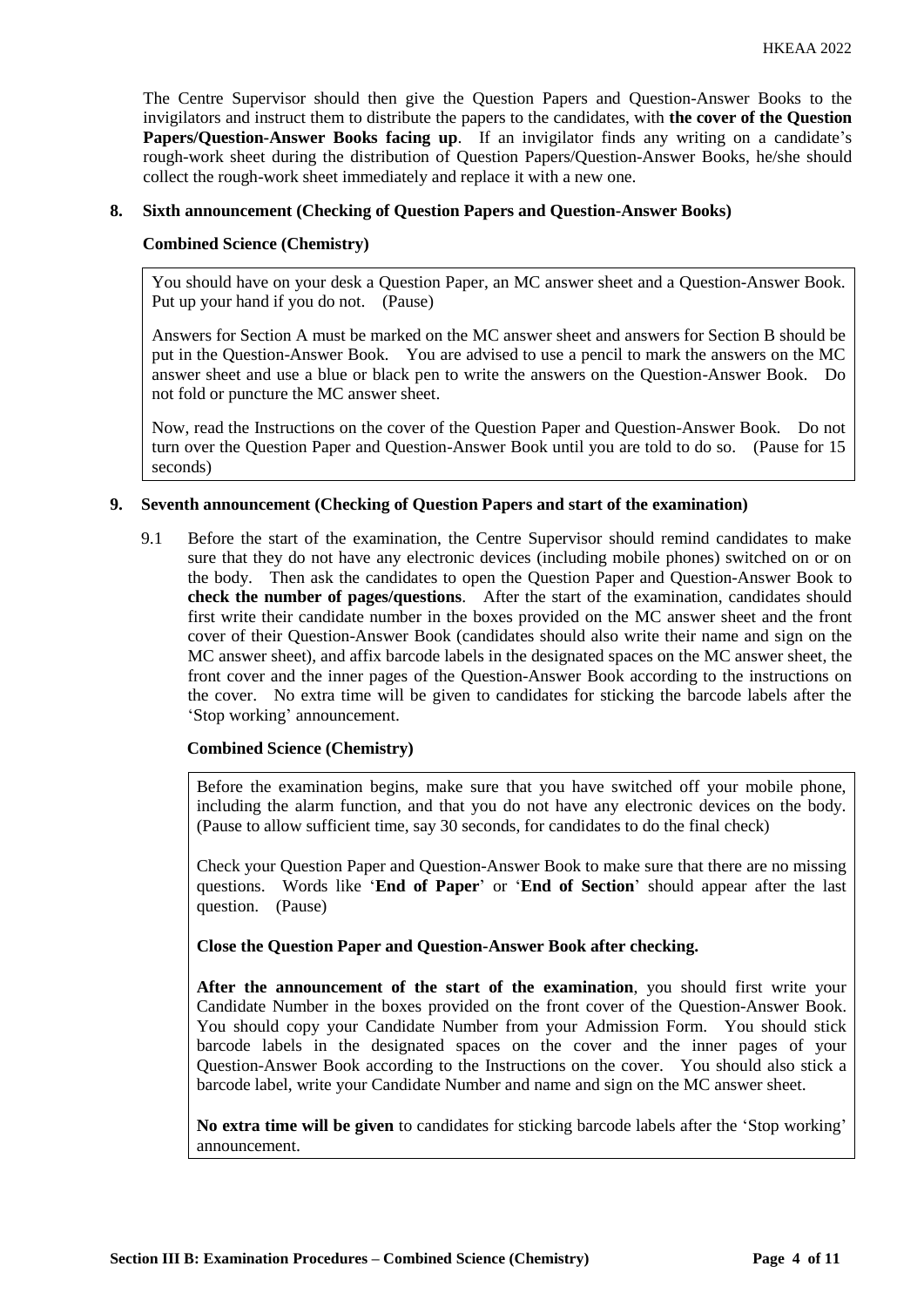The Centre Supervisor should then give the Question Papers and Question-Answer Books to the invigilators and instruct them to distribute the papers to the candidates, with **the cover of the Question Papers/Question-Answer Books facing up**. If an invigilator finds any writing on a candidate's rough-work sheet during the distribution of Question Papers/Question-Answer Books, he/she should collect the rough-work sheet immediately and replace it with a new one.

## 8. Sixth announcement (Checking of Question Papers and Question-Answer Books)

**Combined Science (Chemistry)**

> You should have on your desk a Question Paper, an MC answer sheet and a Question-Answer Book. Put up your hand if you do not. (Pause)
>
> Answers for Section A must be marked on the MC answer sheet and answers for Section B should be put in the Question-Answer Book. You are advised to use a pencil to mark the answers on the MC answer sheet and use a blue or black pen to write the answers on the Question-Answer Book. Do not fold or puncture the MC answer sheet.
>
> Now, read the Instructions on the cover of the Question Paper and Question-Answer Book. Do not turn over the Question Paper and Question-Answer Book until you are told to do so. (Pause for 15 seconds)

## 9. Seventh announcement (Checking of Question Papers and start of the examination)

9.1 Before the start of the examination, the Centre Supervisor should remind candidates to make sure that they do not have any electronic devices (including mobile phones) switched on or on the body. Then ask the candidates to open the Question Paper and Question-Answer Book to **check the number of pages/questions**. After the start of the examination, candidates should first write their candidate number in the boxes provided on the MC answer sheet and the front cover of their Question-Answer Book (candidates should also write their name and sign on the MC answer sheet), and affix barcode labels in the designated spaces on the MC answer sheet, the front cover and the inner pages of the Question-Answer Book according to the instructions on the cover. No extra time will be given to candidates for sticking the barcode labels after the 'Stop working' announcement.

**Combined Science (Chemistry)**

> Before the examination begins, make sure that you have switched off your mobile phone, including the alarm function, and that you do not have any electronic devices on the body. (Pause to allow sufficient time, say 30 seconds, for candidates to do the final check)
>
> Check your Question Paper and Question-Answer Book to make sure that there are no missing questions. Words like '**End of Paper**' or '**End of Section**' should appear after the last question. (Pause)
>
> **Close the Question Paper and Question-Answer Book after checking.**
>
> **After the announcement of the start of the examination**, you should first write your Candidate Number in the boxes provided on the front cover of the Question-Answer Book. You should copy your Candidate Number from your Admission Form. You should stick barcode labels in the designated spaces on the cover and the inner pages of your Question-Answer Book according to the Instructions on the cover. You should also stick a barcode label, write your Candidate Number and name and sign on the MC answer sheet.
>
> **No extra time will be given** to candidates for sticking barcode labels after the 'Stop working' announcement.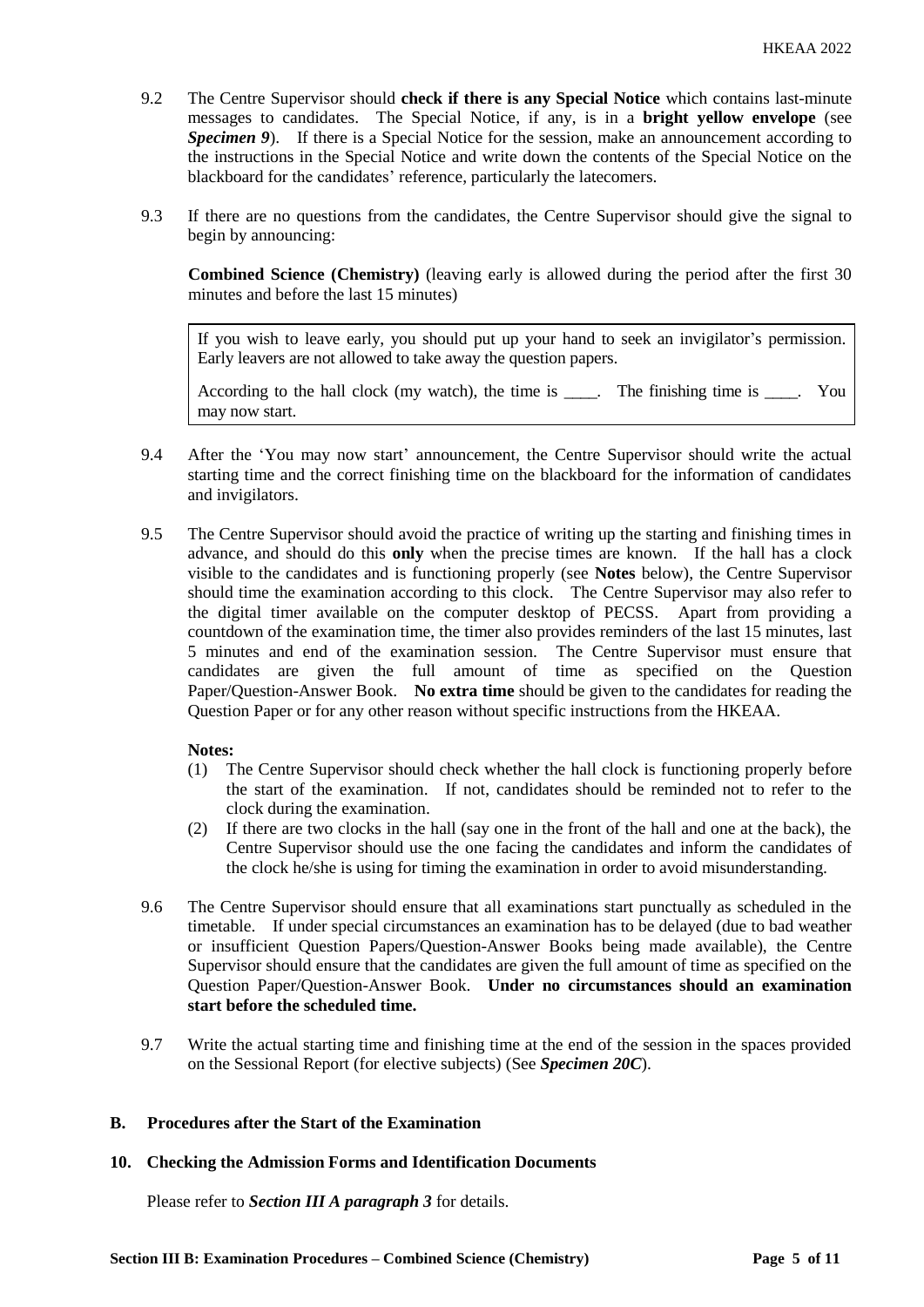9.2 The Centre Supervisor should **check if there is any Special Notice** which contains last-minute messages to candidates. The Special Notice, if any, is in a **bright yellow envelope** (see ***Specimen 9***). If there is a Special Notice for the session, make an announcement according to the instructions in the Special Notice and write down the contents of the Special Notice on the blackboard for the candidates' reference, particularly the latecomers.

9.3 If there are no questions from the candidates, the Centre Supervisor should give the signal to begin by announcing:

**Combined Science (Chemistry)** (leaving early is allowed during the period after the first 30 minutes and before the last 15 minutes)

> If you wish to leave early, you should put up your hand to seek an invigilator's permission. Early leavers are not allowed to take away the question papers.
>
> According to the hall clock (my watch), the time is ____. The finishing time is ____. You may now start.

9.4 After the 'You may now start' announcement, the Centre Supervisor should write the actual starting time and the correct finishing time on the blackboard for the information of candidates and invigilators.

9.5 The Centre Supervisor should avoid the practice of writing up the starting and finishing times in advance, and should do this **only** when the precise times are known. If the hall has a clock visible to the candidates and is functioning properly (see **Notes** below), the Centre Supervisor should time the examination according to this clock. The Centre Supervisor may also refer to the digital timer available on the computer desktop of PECSS. Apart from providing a countdown of the examination time, the timer also provides reminders of the last 15 minutes, last 5 minutes and end of the examination session. The Centre Supervisor must ensure that candidates are given the full amount of time as specified on the Question Paper/Question-Answer Book. **No extra time** should be given to the candidates for reading the Question Paper or for any other reason without specific instructions from the HKEAA.

**Notes:**

(1) The Centre Supervisor should check whether the hall clock is functioning properly before the start of the examination. If not, candidates should be reminded not to refer to the clock during the examination.

(2) If there are two clocks in the hall (say one in the front of the hall and one at the back), the Centre Supervisor should use the one facing the candidates and inform the candidates of the clock he/she is using for timing the examination in order to avoid misunderstanding.

9.6 The Centre Supervisor should ensure that all examinations start punctually as scheduled in the timetable. If under special circumstances an examination has to be delayed (due to bad weather or insufficient Question Papers/Question-Answer Books being made available), the Centre Supervisor should ensure that the candidates are given the full amount of time as specified on the Question Paper/Question-Answer Book. **Under no circumstances should an examination start before the scheduled time.**

9.7 Write the actual starting time and finishing time at the end of the session in the spaces provided on the Sessional Report (for elective subjects) (See ***Specimen 20C***).

## B. Procedures after the Start of the Examination

### 10. Checking the Admission Forms and Identification Documents

Please refer to ***Section III A paragraph 3*** for details.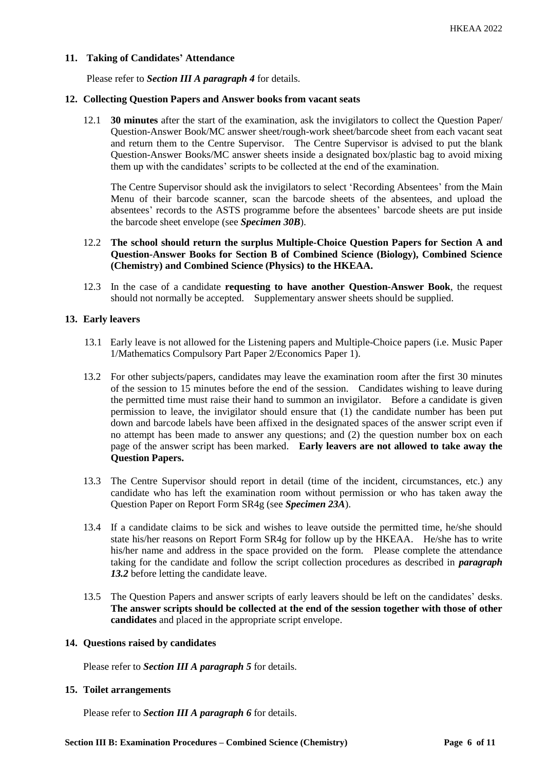## 11. Taking of Candidates' Attendance

Please refer to ***Section III A paragraph 4*** for details.

## 12. Collecting Question Papers and Answer books from vacant seats

12.1 **30 minutes** after the start of the examination, ask the invigilators to collect the Question Paper/ Question-Answer Book/MC answer sheet/rough-work sheet/barcode sheet from each vacant seat and return them to the Centre Supervisor. The Centre Supervisor is advised to put the blank Question-Answer Books/MC answer sheets inside a designated box/plastic bag to avoid mixing them up with the candidates' scripts to be collected at the end of the examination.

The Centre Supervisor should ask the invigilators to select 'Recording Absentees' from the Main Menu of their barcode scanner, scan the barcode sheets of the absentees, and upload the absentees' records to the ASTS programme before the absentees' barcode sheets are put inside the barcode sheet envelope (see ***Specimen 30B***).

12.2 **The school should return the surplus Multiple-Choice Question Papers for Section A and Question-Answer Books for Section B of Combined Science (Biology), Combined Science (Chemistry) and Combined Science (Physics) to the HKEAA.**

12.3 In the case of a candidate **requesting to have another Question-Answer Book**, the request should not normally be accepted. Supplementary answer sheets should be supplied.

## 13. Early leavers

13.1 Early leave is not allowed for the Listening papers and Multiple-Choice papers (i.e. Music Paper 1/Mathematics Compulsory Part Paper 2/Economics Paper 1).

13.2 For other subjects/papers, candidates may leave the examination room after the first 30 minutes of the session to 15 minutes before the end of the session. Candidates wishing to leave during the permitted time must raise their hand to summon an invigilator. Before a candidate is given permission to leave, the invigilator should ensure that (1) the candidate number has been put down and barcode labels have been affixed in the designated spaces of the answer script even if no attempt has been made to answer any questions; and (2) the question number box on each page of the answer script has been marked. **Early leavers are not allowed to take away the Question Papers.**

13.3 The Centre Supervisor should report in detail (time of the incident, circumstances, etc.) any candidate who has left the examination room without permission or who has taken away the Question Paper on Report Form SR4g (see ***Specimen 23A***).

13.4 If a candidate claims to be sick and wishes to leave outside the permitted time, he/she should state his/her reasons on Report Form SR4g for follow up by the HKEAA. He/she has to write his/her name and address in the space provided on the form. Please complete the attendance taking for the candidate and follow the script collection procedures as described in ***paragraph 13.2*** before letting the candidate leave.

13.5 The Question Papers and answer scripts of early leavers should be left on the candidates' desks. **The answer scripts should be collected at the end of the session together with those of other candidates** and placed in the appropriate script envelope.

## 14. Questions raised by candidates

Please refer to ***Section III A paragraph 5*** for details.

## 15. Toilet arrangements

Please refer to ***Section III A paragraph 6*** for details.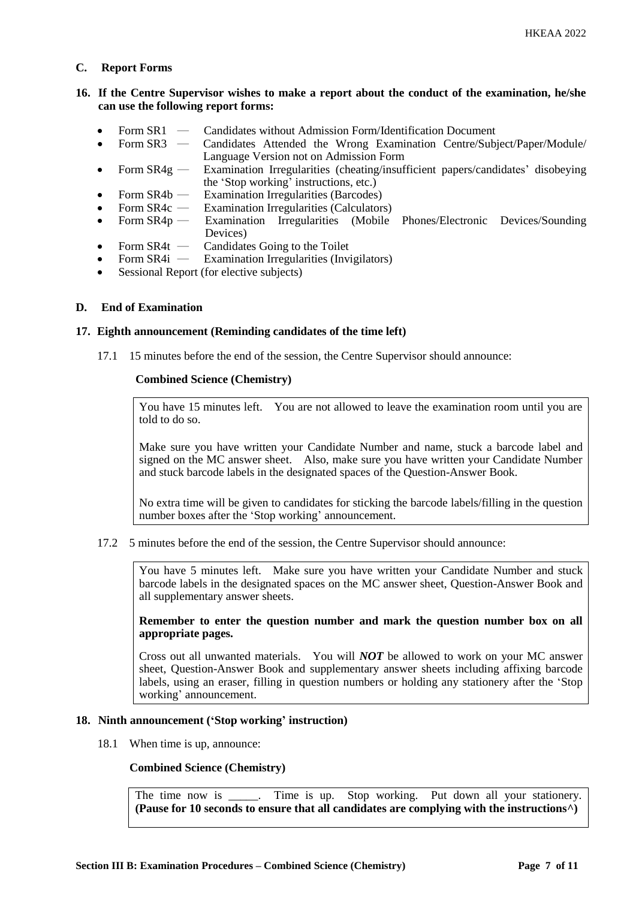## C. Report Forms

**16. If the Centre Supervisor wishes to make a report about the conduct of the examination, he/she can use the following report forms:**

- Form SR1 — Candidates without Admission Form/Identification Document
- Form SR3 — Candidates Attended the Wrong Examination Centre/Subject/Paper/Module/ Language Version not on Admission Form
- Form SR4g — Examination Irregularities (cheating/insufficient papers/candidates' disobeying the 'Stop working' instructions, etc.)
- Form SR4b — Examination Irregularities (Barcodes)
- Form SR4c — Examination Irregularities (Calculators)
- Form SR4p — Examination Irregularities (Mobile Phones/Electronic Devices/Sounding Devices)
- Form SR4t — Candidates Going to the Toilet
- Form SR4i — Examination Irregularities (Invigilators)
- Sessional Report (for elective subjects)

## D. End of Examination

**17. Eighth announcement (Reminding candidates of the time left)**

17.1 15 minutes before the end of the session, the Centre Supervisor should announce:

**Combined Science (Chemistry)**

> You have 15 minutes left. You are not allowed to leave the examination room until you are told to do so.
>
> Make sure you have written your Candidate Number and name, stuck a barcode label and signed on the MC answer sheet. Also, make sure you have written your Candidate Number and stuck barcode labels in the designated spaces of the Question-Answer Book.
>
> No extra time will be given to candidates for sticking the barcode labels/filling in the question number boxes after the 'Stop working' announcement.

17.2 5 minutes before the end of the session, the Centre Supervisor should announce:

> You have 5 minutes left. Make sure you have written your Candidate Number and stuck barcode labels in the designated spaces on the MC answer sheet, Question-Answer Book and all supplementary answer sheets.
>
> **Remember to enter the question number and mark the question number box on all appropriate pages.**
>
> Cross out all unwanted materials. You will ***NOT*** be allowed to work on your MC answer sheet, Question-Answer Book and supplementary answer sheets including affixing barcode labels, using an eraser, filling in question numbers or holding any stationery after the 'Stop working' announcement.

**18. Ninth announcement ('Stop working' instruction)**

18.1 When time is up, announce:

**Combined Science (Chemistry)**

> The time now is _____. Time is up. Stop working. Put down all your stationery. **(Pause for 10 seconds to ensure that all candidates are complying with the instructions^)**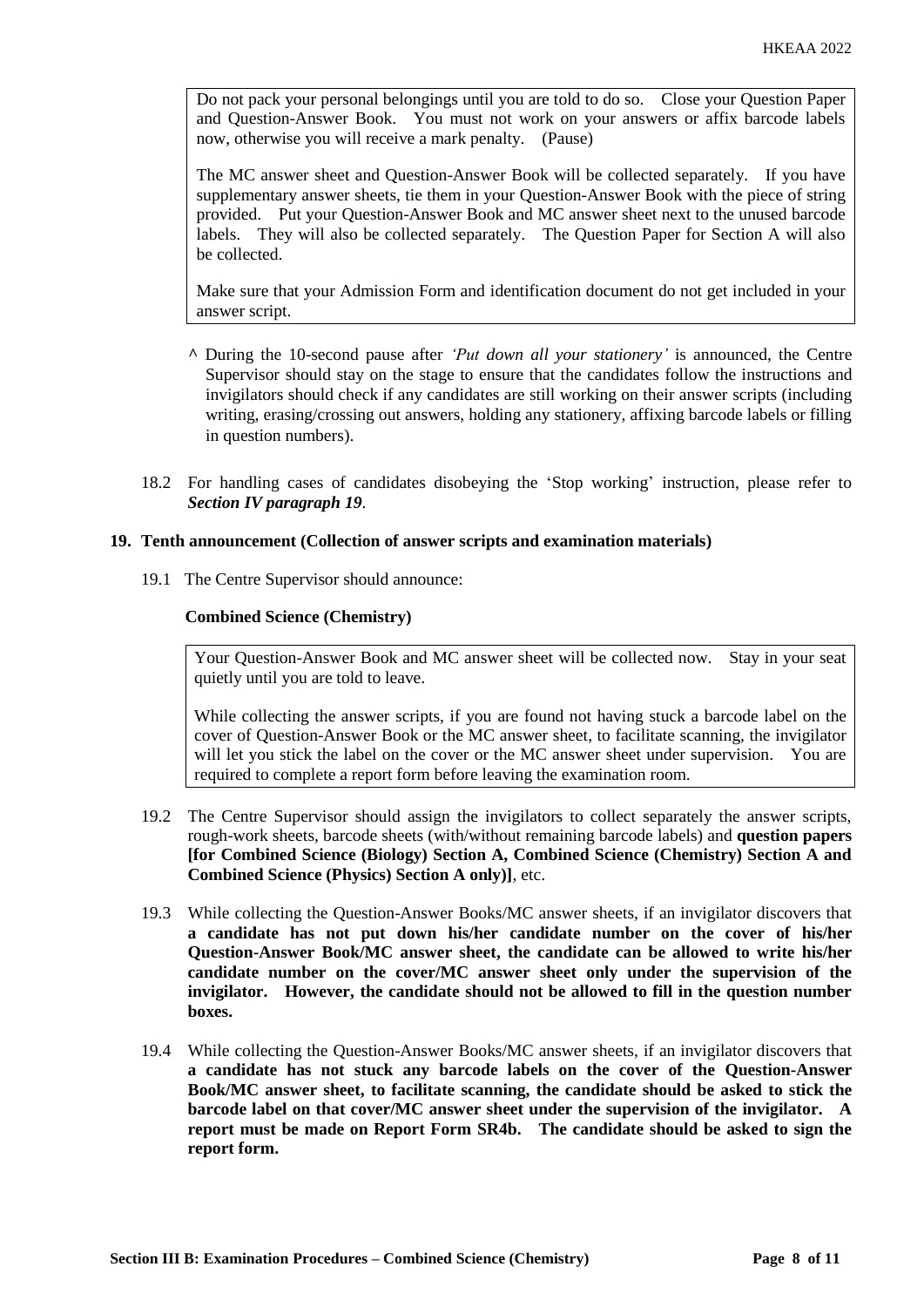> Do not pack your personal belongings until you are told to do so. Close your Question Paper and Question-Answer Book. You must not work on your answers or affix barcode labels now, otherwise you will receive a mark penalty. (Pause)
>
> The MC answer sheet and Question-Answer Book will be collected separately. If you have supplementary answer sheets, tie them in your Question-Answer Book with the piece of string provided. Put your Question-Answer Book and MC answer sheet next to the unused barcode labels. They will also be collected separately. The Question Paper for Section A will also be collected.
>
> Make sure that your Admission Form and identification document do not get included in your answer script.

^ During the 10-second pause after *'Put down all your stationery'* is announced, the Centre Supervisor should stay on the stage to ensure that the candidates follow the instructions and invigilators should check if any candidates are still working on their answer scripts (including writing, erasing/crossing out answers, holding any stationery, affixing barcode labels or filling in question numbers).

18.2 For handling cases of candidates disobeying the 'Stop working' instruction, please refer to ***Section IV paragraph 19***.

**19. Tenth announcement (Collection of answer scripts and examination materials)**

19.1 The Centre Supervisor should announce:

**Combined Science (Chemistry)**

> Your Question-Answer Book and MC answer sheet will be collected now. Stay in your seat quietly until you are told to leave.
>
> While collecting the answer scripts, if you are found not having stuck a barcode label on the cover of Question-Answer Book or the MC answer sheet, to facilitate scanning, the invigilator will let you stick the label on the cover or the MC answer sheet under supervision. You are required to complete a report form before leaving the examination room.

19.2 The Centre Supervisor should assign the invigilators to collect separately the answer scripts, rough-work sheets, barcode sheets (with/without remaining barcode labels) and **question papers [for Combined Science (Biology) Section A, Combined Science (Chemistry) Section A and Combined Science (Physics) Section A only)]**, etc.

19.3 While collecting the Question-Answer Books/MC answer sheets, if an invigilator discovers that **a candidate has not put down his/her candidate number on the cover of his/her Question-Answer Book/MC answer sheet, the candidate can be allowed to write his/her candidate number on the cover/MC answer sheet only under the supervision of the invigilator. However, the candidate should not be allowed to fill in the question number boxes.**

19.4 While collecting the Question-Answer Books/MC answer sheets, if an invigilator discovers that **a candidate has not stuck any barcode labels on the cover of the Question-Answer Book/MC answer sheet, to facilitate scanning, the candidate should be asked to stick the barcode label on that cover/MC answer sheet under the supervision of the invigilator. A report must be made on Report Form SR4b. The candidate should be asked to sign the report form.**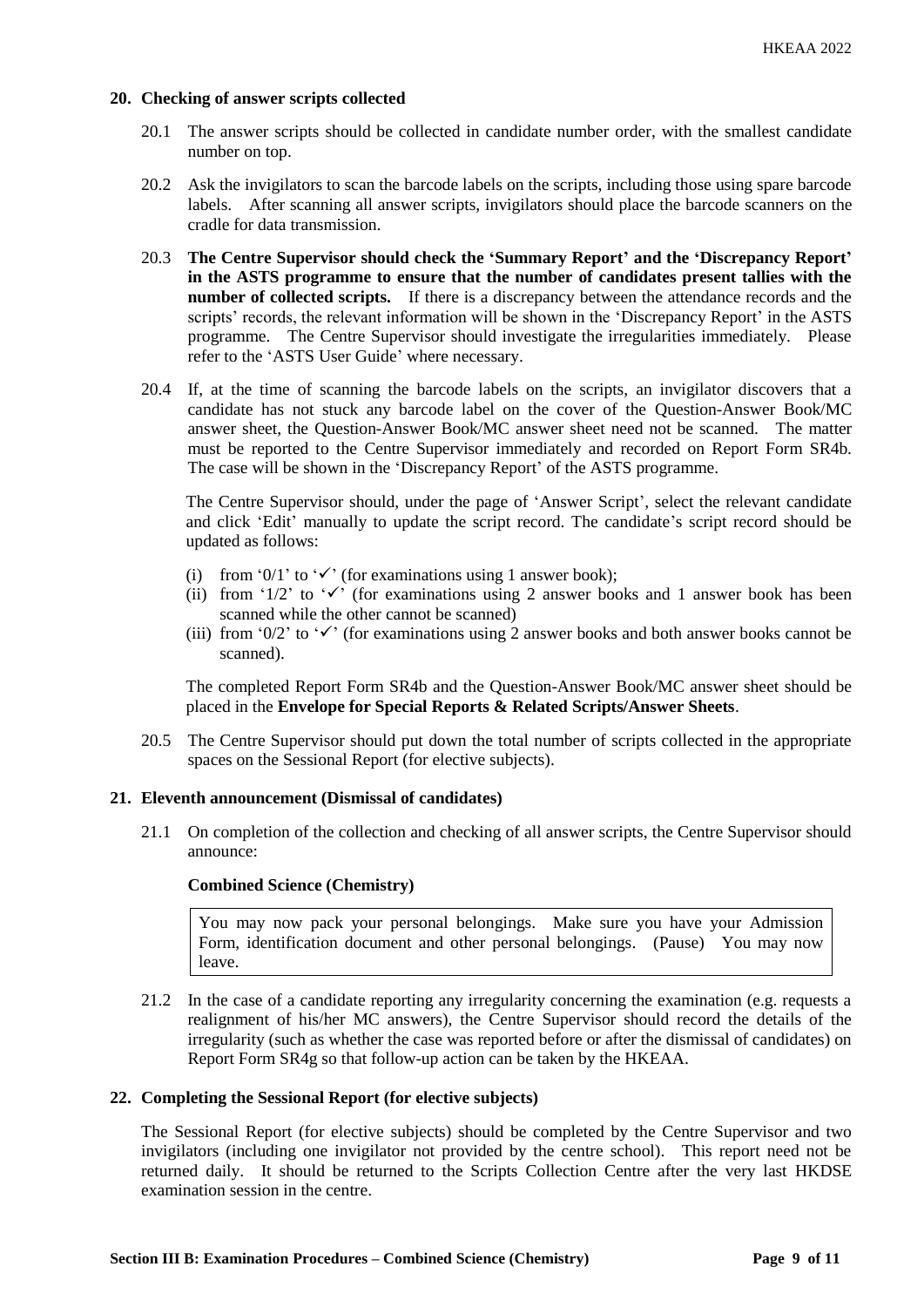## 20. Checking of answer scripts collected

20.1 The answer scripts should be collected in candidate number order, with the smallest candidate number on top.

20.2 Ask the invigilators to scan the barcode labels on the scripts, including those using spare barcode labels. After scanning all answer scripts, invigilators should place the barcode scanners on the cradle for data transmission.

20.3 **The Centre Supervisor should check the 'Summary Report' and the 'Discrepancy Report' in the ASTS programme to ensure that the number of candidates present tallies with the number of collected scripts.** If there is a discrepancy between the attendance records and the scripts' records, the relevant information will be shown in the 'Discrepancy Report' in the ASTS programme. The Centre Supervisor should investigate the irregularities immediately. Please refer to the 'ASTS User Guide' where necessary.

20.4 If, at the time of scanning the barcode labels on the scripts, an invigilator discovers that a candidate has not stuck any barcode label on the cover of the Question-Answer Book/MC answer sheet, the Question-Answer Book/MC answer sheet need not be scanned. The matter must be reported to the Centre Supervisor immediately and recorded on Report Form SR4b. The case will be shown in the 'Discrepancy Report' of the ASTS programme.

The Centre Supervisor should, under the page of 'Answer Script', select the relevant candidate and click 'Edit' manually to update the script record. The candidate's script record should be updated as follows:

(i) from '0/1' to '✓' (for examinations using 1 answer book);
(ii) from '1/2' to '✓' (for examinations using 2 answer books and 1 answer book has been scanned while the other cannot be scanned)
(iii) from '0/2' to '✓' (for examinations using 2 answer books and both answer books cannot be scanned).

The completed Report Form SR4b and the Question-Answer Book/MC answer sheet should be placed in the **Envelope for Special Reports & Related Scripts/Answer Sheets**.

20.5 The Centre Supervisor should put down the total number of scripts collected in the appropriate spaces on the Sessional Report (for elective subjects).

## 21. Eleventh announcement (Dismissal of candidates)

21.1 On completion of the collection and checking of all answer scripts, the Centre Supervisor should announce:

**Combined Science (Chemistry)**

> You may now pack your personal belongings. Make sure you have your Admission Form, identification document and other personal belongings. (Pause) You may now leave.

21.2 In the case of a candidate reporting any irregularity concerning the examination (e.g. requests a realignment of his/her MC answers), the Centre Supervisor should record the details of the irregularity (such as whether the case was reported before or after the dismissal of candidates) on Report Form SR4g so that follow-up action can be taken by the HKEAA.

## 22. Completing the Sessional Report (for elective subjects)

The Sessional Report (for elective subjects) should be completed by the Centre Supervisor and two invigilators (including one invigilator not provided by the centre school). This report need not be returned daily. It should be returned to the Scripts Collection Centre after the very last HKDSE examination session in the centre.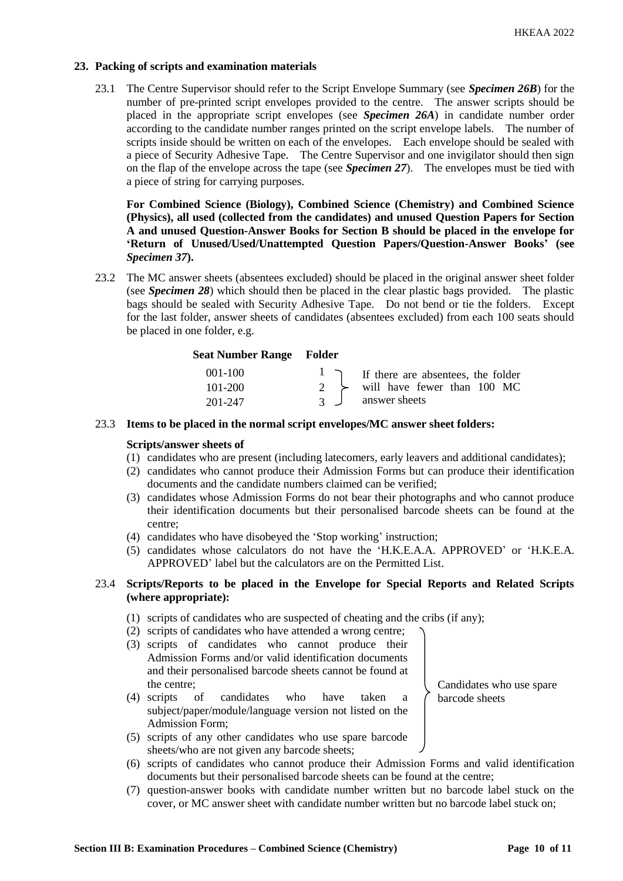### 23. Packing of scripts and examination materials

23.1 The Centre Supervisor should refer to the Script Envelope Summary (see ***Specimen 26B***) for the number of pre-printed script envelopes provided to the centre. The answer scripts should be placed in the appropriate script envelopes (see ***Specimen 26A***) in candidate number order according to the candidate number ranges printed on the script envelope labels. The number of scripts inside should be written on each of the envelopes. Each envelope should be sealed with a piece of Security Adhesive Tape. The Centre Supervisor and one invigilator should then sign on the flap of the envelope across the tape (see ***Specimen 27***). The envelopes must be tied with a piece of string for carrying purposes.

**For Combined Science (Biology), Combined Science (Chemistry) and Combined Science (Physics), all used (collected from the candidates) and unused Question Papers for Section A and unused Question-Answer Books for Section B should be placed in the envelope for 'Return of Unused/Used/Unattempted Question Papers/Question-Answer Books' (see *Specimen 37*).**

23.2 The MC answer sheets (absentees excluded) should be placed in the original answer sheet folder (see ***Specimen 28***) which should then be placed in the clear plastic bags provided. The plastic bags should be sealed with Security Adhesive Tape. Do not bend or tie the folders. Except for the last folder, answer sheets of candidates (absentees excluded) from each 100 seats should be placed in one folder, e.g.

| Seat Number Range | Folder | |
|---|---|---|
| 001-100 | 1 | If there are absentees, the folder will have fewer than 100 MC answer sheets |
| 101-200 | 2 | |
| 201-247 | 3 | |

23.3 **Items to be placed in the normal script envelopes/MC answer sheet folders:**

**Scripts/answer sheets of**

(1) candidates who are present (including latecomers, early leavers and additional candidates);
(2) candidates who cannot produce their Admission Forms but can produce their identification documents and the candidate numbers claimed can be verified;
(3) candidates whose Admission Forms do not bear their photographs and who cannot produce their identification documents but their personalised barcode sheets can be found at the centre;
(4) candidates who have disobeyed the 'Stop working' instruction;
(5) candidates whose calculators do not have the 'H.K.E.A.A. APPROVED' or 'H.K.E.A. APPROVED' label but the calculators are on the Permitted List.

23.4 **Scripts/Reports to be placed in the Envelope for Special Reports and Related Scripts (where appropriate):**

(1) scripts of candidates who are suspected of cheating and the cribs (if any);
(2) scripts of candidates who have attended a wrong centre;
(3) scripts of candidates who cannot produce their Admission Forms and/or valid identification documents and their personalised barcode sheets cannot be found at the centre;
(4) scripts of candidates who have taken a subject/paper/module/language version not listed on the Admission Form;
(5) scripts of any other candidates who use spare barcode sheets/who are not given any barcode sheets;

[Items (2)–(5): Candidates who use spare barcode sheets]

(6) scripts of candidates who cannot produce their Admission Forms and valid identification documents but their personalised barcode sheets can be found at the centre;
(7) question-answer books with candidate number written but no barcode label stuck on the cover, or MC answer sheet with candidate number written but no barcode label stuck on;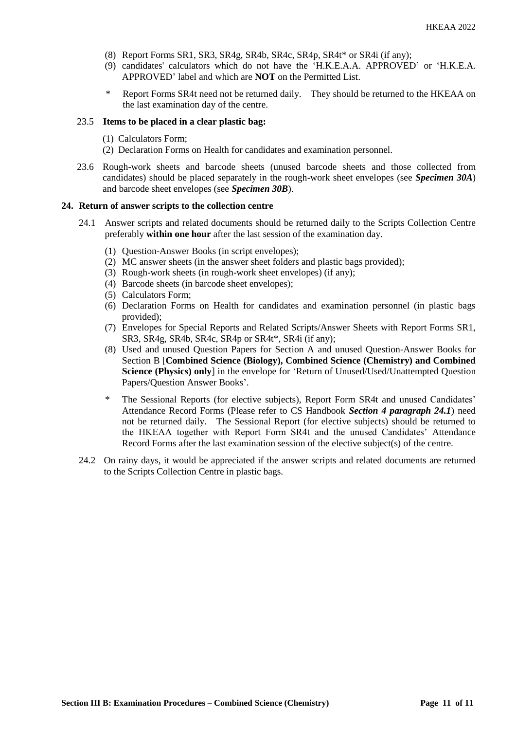(8) Report Forms SR1, SR3, SR4g, SR4b, SR4c, SR4p, SR4t* or SR4i (if any);

(9) candidates' calculators which do not have the 'H.K.E.A.A. APPROVED' or 'H.K.E.A. APPROVED' label and which are **NOT** on the Permitted List.

\* Report Forms SR4t need not be returned daily. They should be returned to the HKEAA on the last examination day of the centre.

23.5 **Items to be placed in a clear plastic bag:**

(1) Calculators Form;

(2) Declaration Forms on Health for candidates and examination personnel.

23.6 Rough-work sheets and barcode sheets (unused barcode sheets and those collected from candidates) should be placed separately in the rough-work sheet envelopes (see ***Specimen 30A***) and barcode sheet envelopes (see ***Specimen 30B***).

**24. Return of answer scripts to the collection centre**

24.1 Answer scripts and related documents should be returned daily to the Scripts Collection Centre preferably **within one hour** after the last session of the examination day.

(1) Question-Answer Books (in script envelopes);

(2) MC answer sheets (in the answer sheet folders and plastic bags provided);

(3) Rough-work sheets (in rough-work sheet envelopes) (if any);

(4) Barcode sheets (in barcode sheet envelopes);

(5) Calculators Form;

(6) Declaration Forms on Health for candidates and examination personnel (in plastic bags provided);

(7) Envelopes for Special Reports and Related Scripts/Answer Sheets with Report Forms SR1, SR3, SR4g, SR4b, SR4c, SR4p or SR4t*, SR4i (if any);

(8) Used and unused Question Papers for Section A and unused Question-Answer Books for Section B [**Combined Science (Biology), Combined Science (Chemistry) and Combined Science (Physics) only**] in the envelope for 'Return of Unused/Used/Unattempted Question Papers/Question Answer Books'.

\* The Sessional Reports (for elective subjects), Report Form SR4t and unused Candidates' Attendance Record Forms (Please refer to CS Handbook ***Section 4 paragraph 24.1***) need not be returned daily. The Sessional Report (for elective subjects) should be returned to the HKEAA together with Report Form SR4t and the unused Candidates' Attendance Record Forms after the last examination session of the elective subject(s) of the centre.

24.2 On rainy days, it would be appreciated if the answer scripts and related documents are returned to the Scripts Collection Centre in plastic bags.